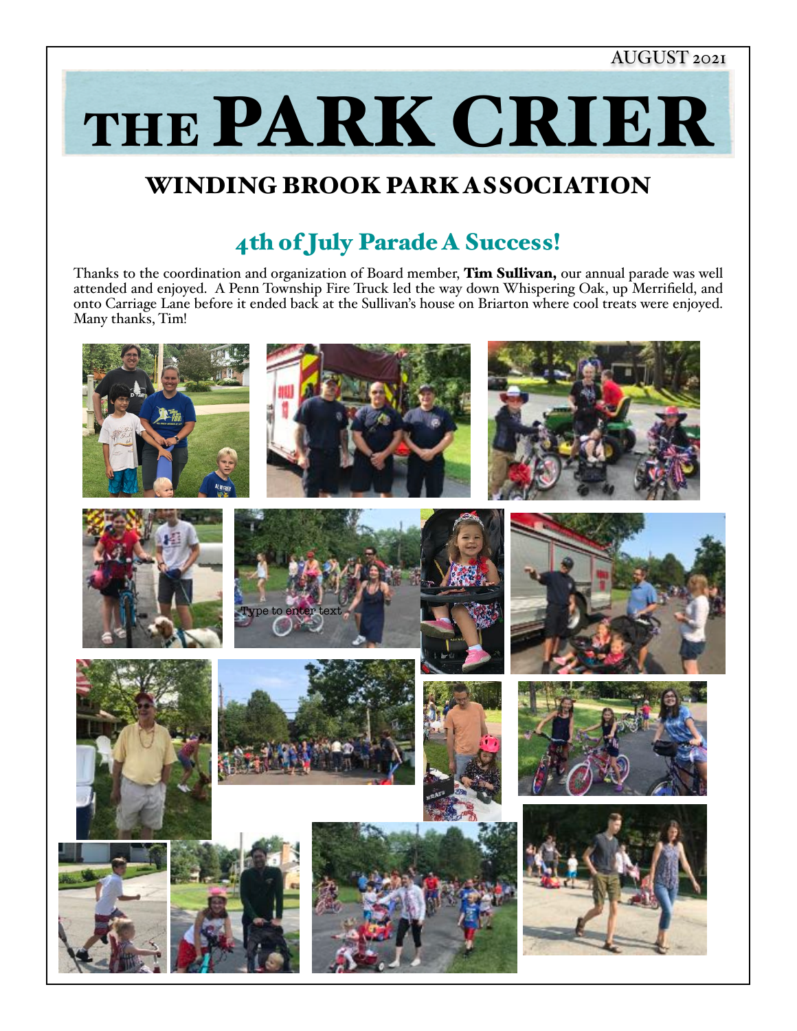AUGUST 2021

# THE PARK CRIER

## WINDING BROOK PARK ASSOCIATION

### 4th of July Parade A Success!

Thanks to the coordination and organization of Board member, **Tim Sullivan,** our annual parade was well attended and enjoyed. A Penn Township Fire Truck led the way down Whispering Oak, up Merrifield, and onto Carriage Lane before it ended back at the Sullivan's house on Briarton where cool treats were enjoyed. Many thanks, Tim!

Type to enter text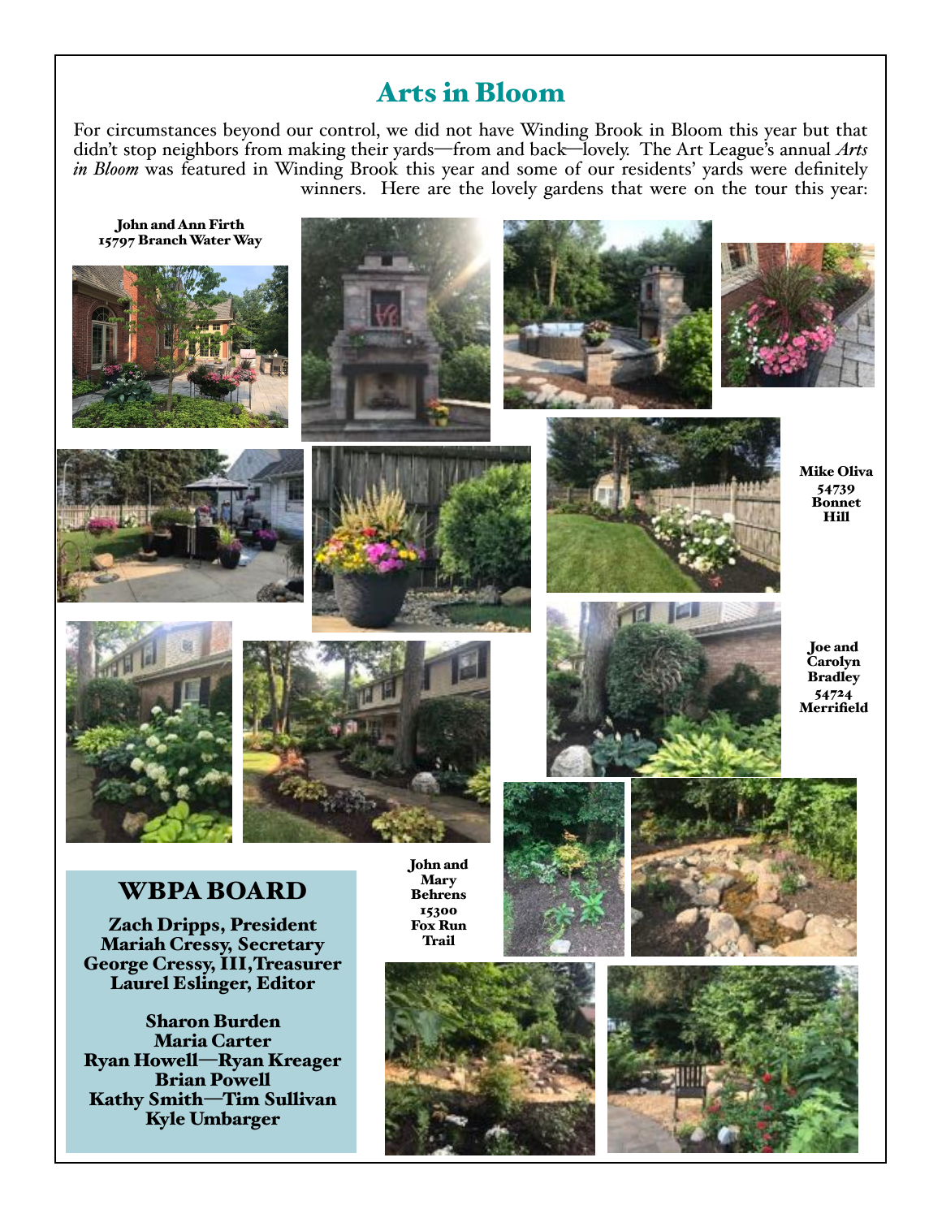# Arts in Bloom

For circumstances beyond our control, we did not have Winding Brook in Bloom this year but that didn't stop neighbors from making their yards—from and back—lovely. The Art League's annual *Arts in Bloom* was featured in Winding Brook this year and some of our residents' yards were definitely winners. Here are the lovely gardens that were on the tour this year:

**John and Ann Firth**
**15797 Branch Water Way**

**Mike Oliva**
**54739 Bonnet Hill**

**Joe and Carolyn Bradley**
**54724 Merrifield**

**John and Mary Behrens**
**15300 Fox Run Trail**

## WBPA BOARD

**Zach Dripps, President**
**Mariah Cressy, Secretary**
**George Cressy, III, Treasurer**
**Laurel Eslinger, Editor**

**Sharon Burden**
**Maria Carter**
**Ryan Howell—Ryan Kreager**
**Brian Powell**
**Kathy Smith—Tim Sullivan**
**Kyle Umbarger**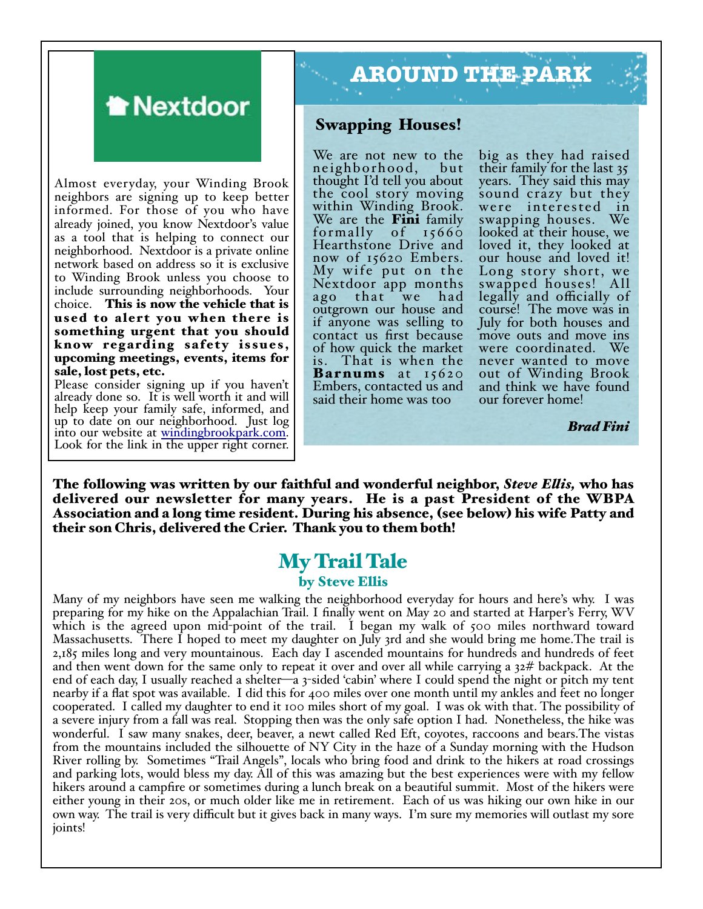**Nextdoor**

Almost everyday, your Winding Brook neighbors are signing up to keep better informed. For those of you who have already joined, you know Nextdoor's value as a tool that is helping to connect our neighborhood. Nextdoor is a private online network based on address so it is exclusive to Winding Brook unless you choose to include surrounding neighborhoods. Your choice. **This is now the vehicle that is used to alert you when there is something urgent that you should know regarding safety issues, upcoming meetings, events, items for sale, lost pets, etc.**

Please consider signing up if you haven't already done so. It is well worth it and will help keep your family safe, informed, and up to date on our neighborhood. Just log into our website at [windingbrookpark.com](windingbrookpark.com). Look for the link in the upper right corner.

## AROUND THE PARK

### Swapping Houses!

We are not new to the neighborhood, but thought I'd tell you about the cool story moving within Winding Brook. We are the **Fini** family formally of 15660 Hearthstone Drive and now of 15620 Embers. My wife put on the Nextdoor app months ago that we had outgrown our house and if anyone was selling to contact us first because of how quick the market is. That is when the **Barnums** at 15620 Embers, contacted us and said their home was too big as they had raised their family for the last 35 years. They said this may sound crazy but they were interested in swapping houses. We looked at their house, we loved it, they looked at our house and loved it! Long story short, we swapped houses! All legally and officially of course! The move was in July for both houses and move outs and move ins were coordinated. We never wanted to move out of Winding Brook and think we have found our forever home!

***Brad Fini***

**The following was written by our faithful and wonderful neighbor, *Steve Ellis,* who has delivered our newsletter for many years. He is a past President of the WBPA Association and a long time resident. During his absence, (see below) his wife Patty and their son Chris, delivered the Crier. Thank you to them both!**

## My Trail Tale
### by Steve Ellis

Many of my neighbors have seen me walking the neighborhood everyday for hours and here's why. I was preparing for my hike on the Appalachian Trail. I finally went on May 20 and started at Harper's Ferry, WV which is the agreed upon mid-point of the trail. I began my walk of 500 miles northward toward Massachusetts. There I hoped to meet my daughter on July 3rd and she would bring me home.The trail is 2,185 miles long and very mountainous. Each day I ascended mountains for hundreds and hundreds of feet and then went down for the same only to repeat it over and over all while carrying a 32# backpack. At the end of each day, I usually reached a shelter—a 3-sided 'cabin' where I could spend the night or pitch my tent nearby if a flat spot was available. I did this for 400 miles over one month until my ankles and feet no longer cooperated. I called my daughter to end it 100 miles short of my goal. I was ok with that. The possibility of a severe injury from a fall was real. Stopping then was the only safe option I had. Nonetheless, the hike was wonderful. I saw many snakes, deer, beaver, a newt called Red Eft, coyotes, raccoons and bears.The vistas from the mountains included the silhouette of NY City in the haze of a Sunday morning with the Hudson River rolling by. Sometimes "Trail Angels", locals who bring food and drink to the hikers at road crossings and parking lots, would bless my day. All of this was amazing but the best experiences were with my fellow hikers around a campfire or sometimes during a lunch break on a beautiful summit. Most of the hikers were either young in their 20s, or much older like me in retirement. Each of us was hiking our own hike in our own way. The trail is very difficult but it gives back in many ways. I'm sure my memories will outlast my sore joints!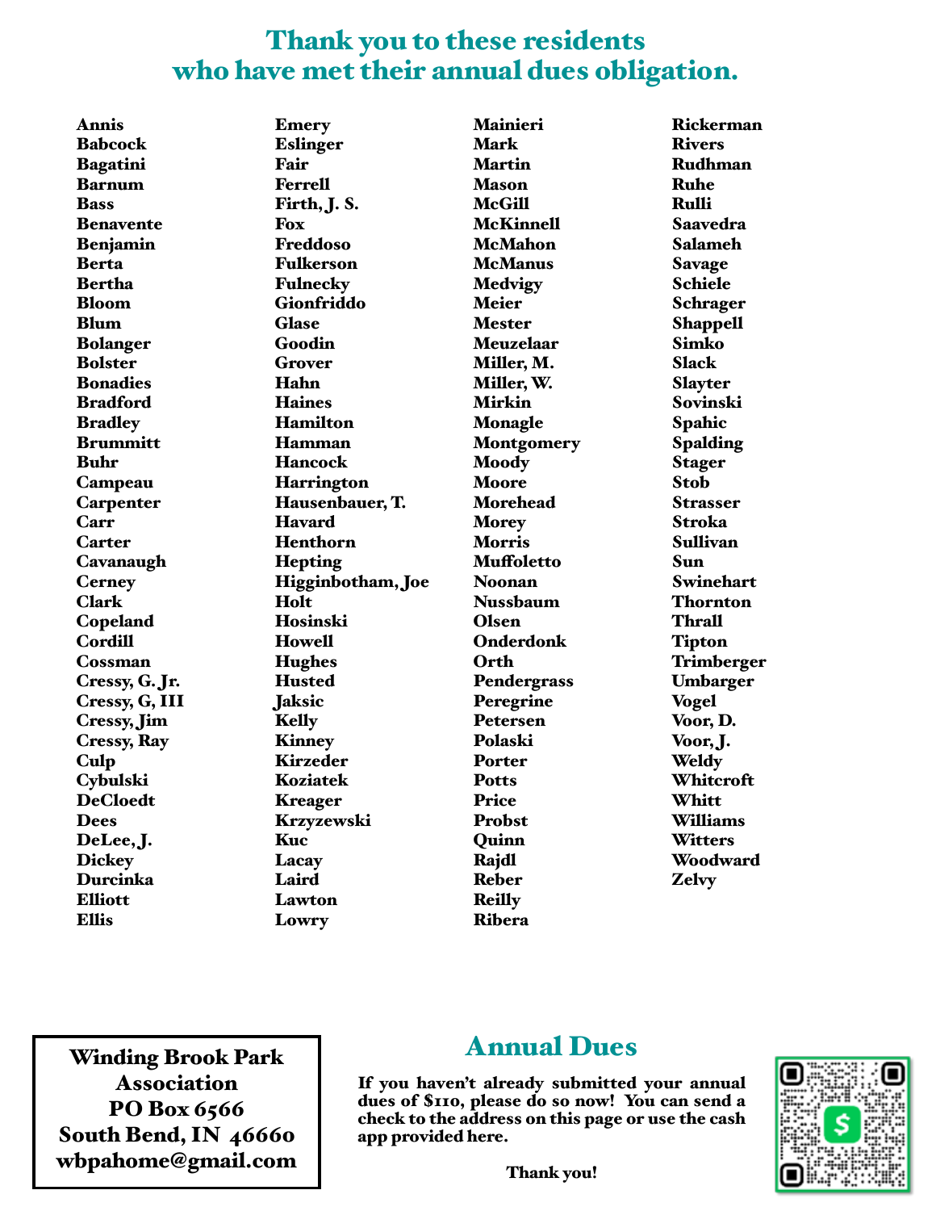## Thank you to these residents who have met their annual dues obligation.

Annis
Babcock
Bagatini
Barnum
Bass
Benavente
Benjamin
Berta
Bertha
Bloom
Blum
Bolanger
Bolster
Bonadies
Bradford
Bradley
Brummitt
Buhr
Campeau
Carpenter
Carr
Carter
Cavanaugh
Cerney
Clark
Copeland
Cordill
Cossman
Cressy, G. Jr.
Cressy, G, III
Cressy, Jim
Cressy, Ray
Culp
Cybulski
DeCloedt
Dees
DeLee, J.
Dickey
Durcinka
Elliott
Ellis
Emery
Eslinger
Fair
Ferrell
Firth, J. S.
Fox
Freddoso
Fulkerson
Fulnecky
Gionfriddo
Glase
Goodin
Grover
Hahn
Haines
Hamilton
Hamman
Hancock
Harrington
Hausenbauer, T.
Havard
Henthorn
Hepting
Higginbotham, Joe
Holt
Hosinski
Howell
Hughes
Husted
Jaksic
Kelly
Kinney
Kirzeder
Koziatek
Kreager
Krzyzewski
Kuc
Lacay
Laird
Lawton
Lowry
Mainieri
Mark
Martin
Mason
McGill
McKinnell
McMahon
McManus
Medvigy
Meier
Mester
Meuzelaar
Miller, M.
Miller, W.
Mirkin
Monagle
Montgomery
Moody
Moore
Morehead
Morey
Morris
Muffoletto
Noonan
Nussbaum
Olsen
Onderdonk
Orth
Pendergrass
Peregrine
Petersen
Polaski
Porter
Potts
Price
Probst
Quinn
Rajdl
Reber
Reilly
Ribera
Rickerman
Rivers
Rudhman
Ruhe
Rulli
Saavedra
Salameh
Savage
Schiele
Schrager
Shappell
Simko
Slack
Slayter
Sovinski
Spahic
Spalding
Stager
Stob
Strasser
Stroka
Sullivan
Sun
Swinehart
Thornton
Thrall
Tipton
Trimberger
Umbarger
Vogel
Voor, D.
Voor, J.
Weldy
Whitcroft
Whitt
Williams
Witters
Woodward
Zelvy

**Winding Brook Park Association**
**PO Box 6566**
**South Bend, IN 46660**
**wbpahome@gmail.com**

## Annual Dues

If you haven't already submitted your annual dues of $110, please do so now! You can send a check to the address on this page or use the cash app provided here.

Thank you!